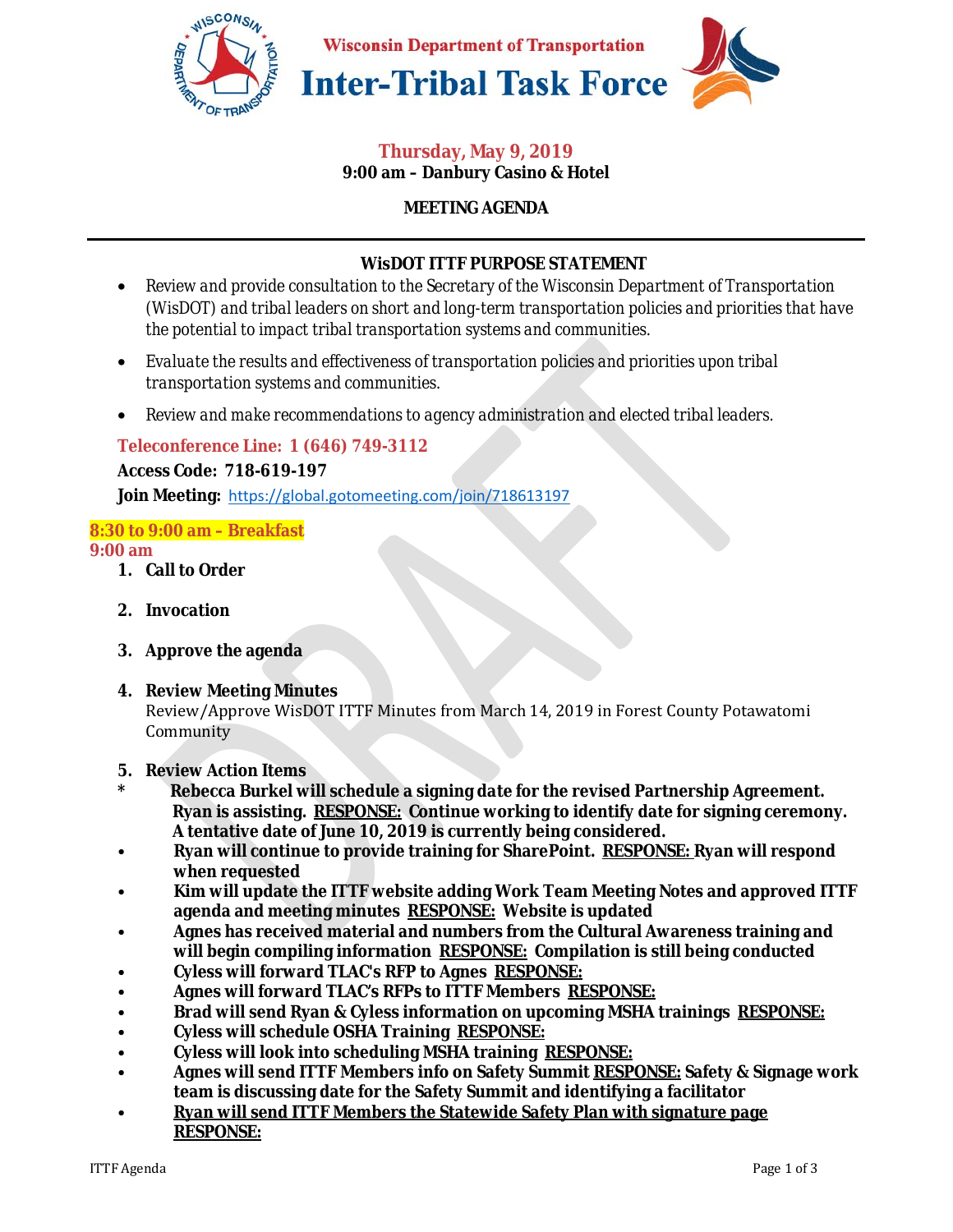# Wisconsin Department of Transportation
# Inter-Tribal Task Force

**Thursday, May 9, 2019**
**9:00 am – Danbury Casino & Hotel**

**MEETING AGENDA**

---

## WisDOT ITTF PURPOSE STATEMENT

- Review and provide consultation to the Secretary of the Wisconsin Department of Transportation (WisDOT) and tribal leaders on short and long-term transportation policies and priorities that have the potential to impact tribal transportation systems and communities.
- Evaluate the results and effectiveness of transportation policies and priorities upon tribal transportation systems and communities.
- Review and make recommendations to agency administration and elected tribal leaders.

**Teleconference Line: 1 (646) 749-3112**

**Access Code: 718-619-197**

**Join Meeting:** https://global.gotomeeting.com/join/718613197

**8:30 to 9:00 am – Breakfast**
**9:00 am**

1. **Call to Order**
2. **Invocation**
3. **Approve the agenda**
4. **Review Meeting Minutes**
   Review/Approve WisDOT ITTF Minutes from March 14, 2019 in Forest County Potawatomi Community
5. **Review Action Items**

* **Rebecca Burkel will schedule a signing date for the revised Partnership Agreement. Ryan is assisting. <u>RESPONSE:</u> Continue working to identify date for signing ceremony. A tentative date of June 10, 2019 is currently being considered.**
- **Ryan will continue to provide training for SharePoint. <u>RESPONSE:</u> Ryan will respond when requested**
- **Kim will update the ITTF website adding Work Team Meeting Notes and approved ITTF agenda and meeting minutes <u>RESPONSE:</u> Website is updated**
- **Agnes has received material and numbers from the Cultural Awareness training and will begin compiling information <u>RESPONSE:</u> Compilation is still being conducted**
- **Cyless will forward TLAC's RFP to Agnes <u>RESPONSE:</u>**
- **Agnes will forward TLAC's RFPs to ITTF Members <u>RESPONSE:</u>**
- **Brad will send Ryan & Cyless information on upcoming MSHA trainings <u>RESPONSE:</u>**
- **Cyless will schedule OSHA Training <u>RESPONSE:</u>**
- **Cyless will look into scheduling MSHA training <u>RESPONSE:</u>**
- **Agnes will send ITTF Members info on Safety Summit <u>RESPONSE:</u> Safety & Signage work team is discussing date for the Safety Summit and identifying a facilitator**
- **<u>Ryan will send ITTF Members the Statewide Safety Plan with signature page</u> <u>RESPONSE:</u>**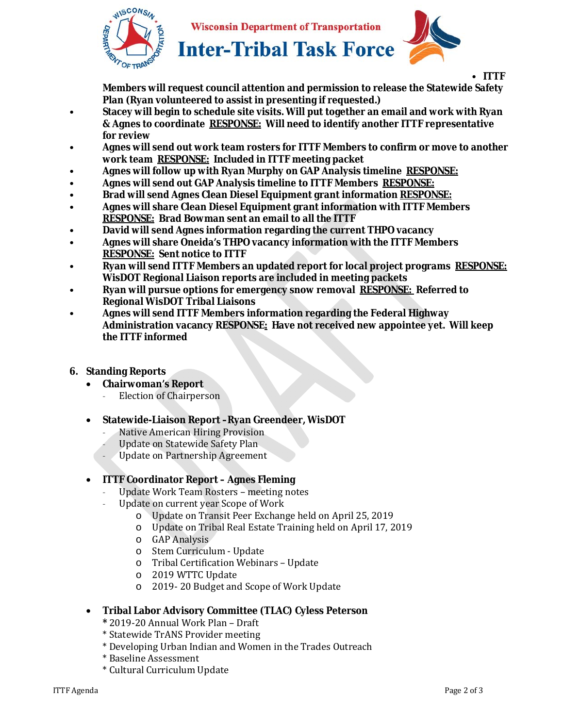- **ITTF Members will request council attention and permission to release the Statewide Safety Plan (Ryan volunteered to assist in presenting if requested.)**
- **Stacey will begin to schedule site visits. Will put together an email and work with Ryan & Agnes to coordinate <u>RESPONSE:</u> Will need to identify another ITTF representative for review**
- **Agnes will send out work team rosters for ITTF Members to confirm or move to another work team <u>RESPONSE:</u> Included in ITTF meeting packet**
- **Agnes will follow up with Ryan Murphy on GAP Analysis timeline <u>RESPONSE:</u>**
- **Agnes will send out GAP Analysis timeline to ITTF Members <u>RESPONSE:</u>**
- **Brad will send Agnes Clean Diesel Equipment grant information <u>RESPONSE:</u>**
- **Agnes will share Clean Diesel Equipment grant information with ITTF Members <u>RESPONSE:</u> Brad Bowman sent an email to all the ITTF**
- **David will send Agnes information regarding the current THPO vacancy**
- **Agnes will share Oneida's THPO vacancy information with the ITTF Members <u>RESPONSE:</u> Sent notice to ITTF**
- **Ryan will send ITTF Members an updated report for local project programs <u>RESPONSE:</u> WisDOT Regional Liaison reports are included in meeting packets**
- **Ryan will pursue options for emergency snow removal <u>RESPONSE:</u> Referred to Regional WisDOT Tribal Liaisons**
- **Agnes will send ITTF Members information regarding the Federal Highway Administration vacancy RESPONSE: Have not received new appointee yet. Will keep the ITTF informed**

## 6. Standing Reports

- **Chairwoman's Report**
  - Election of Chairperson

- **Statewide-Liaison Report – Ryan Greendeer, WisDOT**
  - Native American Hiring Provision
  - Update on Statewide Safety Plan
  - Update on Partnership Agreement

- **ITTF Coordinator Report – Agnes Fleming**
  - Update Work Team Rosters – meeting notes
  - Update on current year Scope of Work
    - Update on Transit Peer Exchange held on April 25, 2019
    - Update on Tribal Real Estate Training held on April 17, 2019
    - GAP Analysis
    - Stem Curriculum - Update
    - Tribal Certification Webinars – Update
    - 2019 WTTC Update
    - 2019- 20 Budget and Scope of Work Update

- **Tribal Labor Advisory Committee (TLAC) Cyless Peterson**

  \* 2019-20 Annual Work Plan – Draft
  \* Statewide TrANS Provider meeting
  \* Developing Urban Indian and Women in the Trades Outreach
  \* Baseline Assessment
  \* Cultural Curriculum Update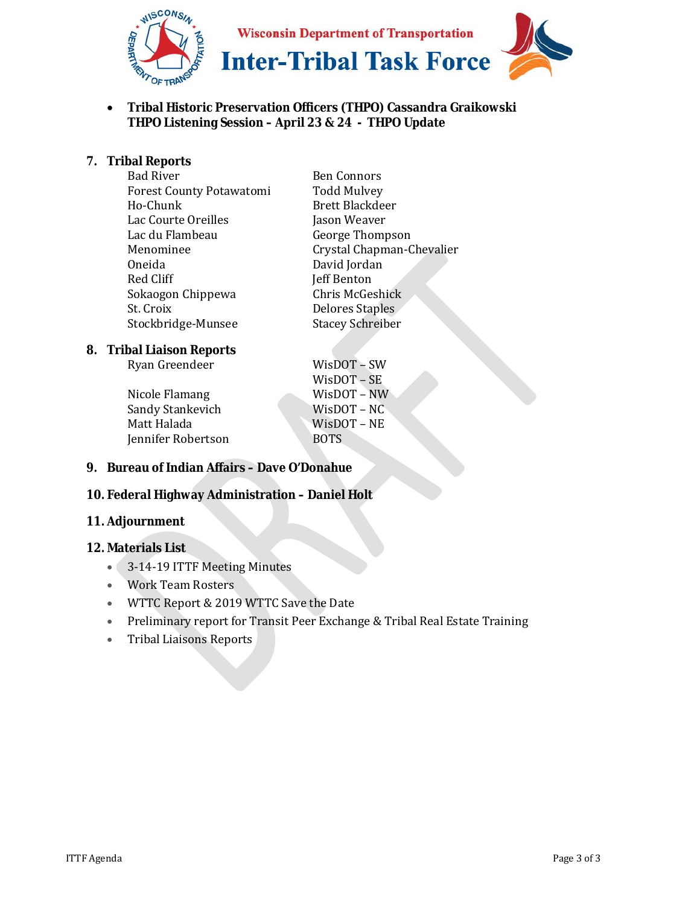- **Tribal Historic Preservation Officers (THPO) Cassandra Graikowski THPO Listening Session – April 23 & 24 - THPO Update**

## 7. Tribal Reports

| | |
|---|---|
| Bad River | Ben Connors |
| Forest County Potawatomi | Todd Mulvey |
| Ho-Chunk | Brett Blackdeer |
| Lac Courte Oreilles | Jason Weaver |
| Lac du Flambeau | George Thompson |
| Menominee | Crystal Chapman-Chevalier |
| Oneida | David Jordan |
| Red Cliff | Jeff Benton |
| Sokaogon Chippewa | Chris McGeshick |
| St. Croix | Delores Staples |
| Stockbridge-Munsee | Stacey Schreiber |

## 8. Tribal Liaison Reports

| | |
|---|---|
| Ryan Greendeer | WisDOT – SW |
| | WisDOT – SE |
| Nicole Flamang | WisDOT – NW |
| Sandy Stankevich | WisDOT – NC |
| Matt Halada | WisDOT – NE |
| Jennifer Robertson | BOTS |

## 9. Bureau of Indian Affairs – Dave O'Donahue

## 10. Federal Highway Administration – Daniel Holt

## 11. Adjournment

## 12. Materials List

- 3-14-19 ITTF Meeting Minutes
- Work Team Rosters
- WTTC Report & 2019 WTTC Save the Date
- Preliminary report for Transit Peer Exchange & Tribal Real Estate Training
- Tribal Liaisons Reports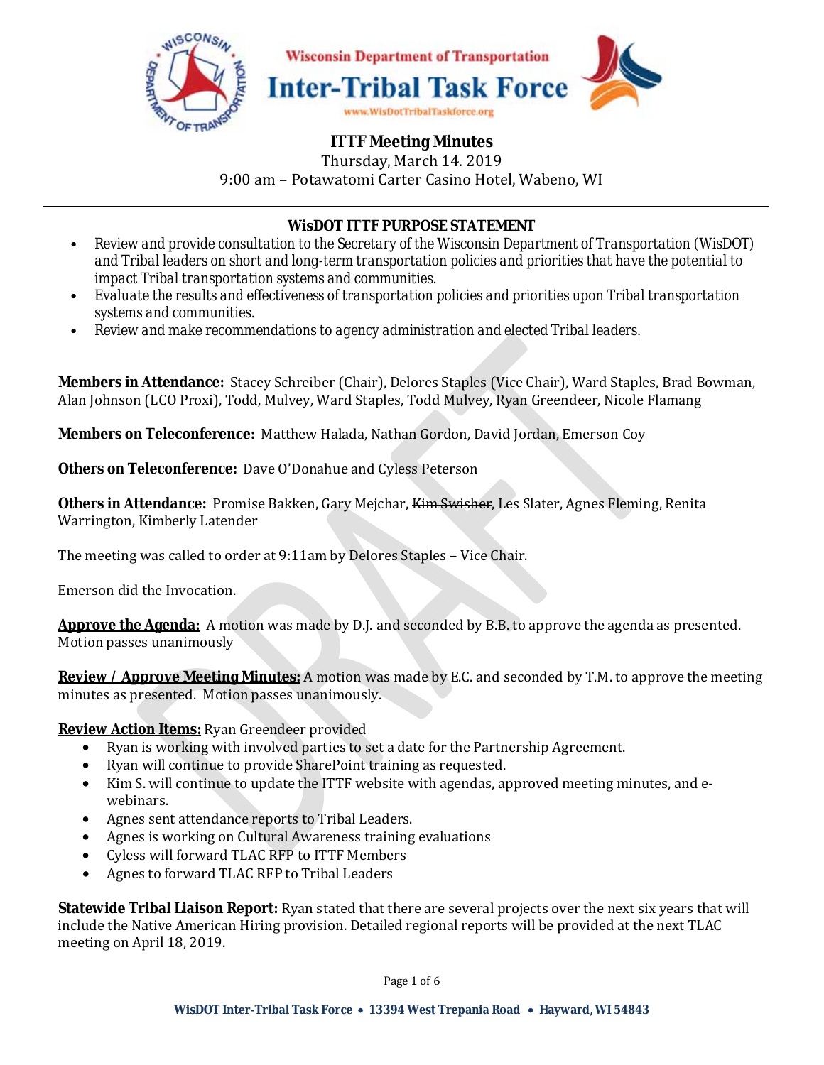Wisconsin Department of Transportation

# Inter-Tribal Task Force

www.WisDotTribalTaskforce.org

## ITTF Meeting Minutes

Thursday, March 14. 2019

9:00 am – Potawatomi Carter Casino Hotel, Wabeno, WI

---

### WisDOT ITTF PURPOSE STATEMENT

- Review and provide consultation to the Secretary of the Wisconsin Department of Transportation (WisDOT) and Tribal leaders on short and long-term transportation policies and priorities that have the potential to impact Tribal transportation systems and communities.
- Evaluate the results and effectiveness of transportation policies and priorities upon Tribal transportation systems and communities.
- Review and make recommendations to agency administration and elected Tribal leaders.

**Members in Attendance:** Stacey Schreiber (Chair), Delores Staples (Vice Chair), Ward Staples, Brad Bowman, Alan Johnson (LCO Proxi), Todd, Mulvey, Ward Staples, Todd Mulvey, Ryan Greendeer, Nicole Flamang

**Members on Teleconference:** Matthew Halada, Nathan Gordon, David Jordan, Emerson Coy

**Others on Teleconference:** Dave O'Donahue and Cyless Peterson

**Others in Attendance:** Promise Bakken, Gary Mejchar, ~~Kim Swisher~~, Les Slater, Agnes Fleming, Renita Warrington, Kimberly Latender

The meeting was called to order at 9:11am by Delores Staples – Vice Chair.

Emerson did the Invocation.

**Approve the Agenda:** A motion was made by D.J. and seconded by B.B. to approve the agenda as presented. Motion passes unanimously

**Review / Approve Meeting Minutes:** A motion was made by E.C. and seconded by T.M. to approve the meeting minutes as presented. Motion passes unanimously.

**Review Action Items:** Ryan Greendeer provided

- Ryan is working with involved parties to set a date for the Partnership Agreement.
- Ryan will continue to provide SharePoint training as requested.
- Kim S. will continue to update the ITTF website with agendas, approved meeting minutes, and e-webinars.
- Agnes sent attendance reports to Tribal Leaders.
- Agnes is working on Cultural Awareness training evaluations
- Cyless will forward TLAC RFP to ITTF Members
- Agnes to forward TLAC RFP to Tribal Leaders

**Statewide Tribal Liaison Report:** Ryan stated that there are several projects over the next six years that will include the Native American Hiring provision. Detailed regional reports will be provided at the next TLAC meeting on April 18, 2019.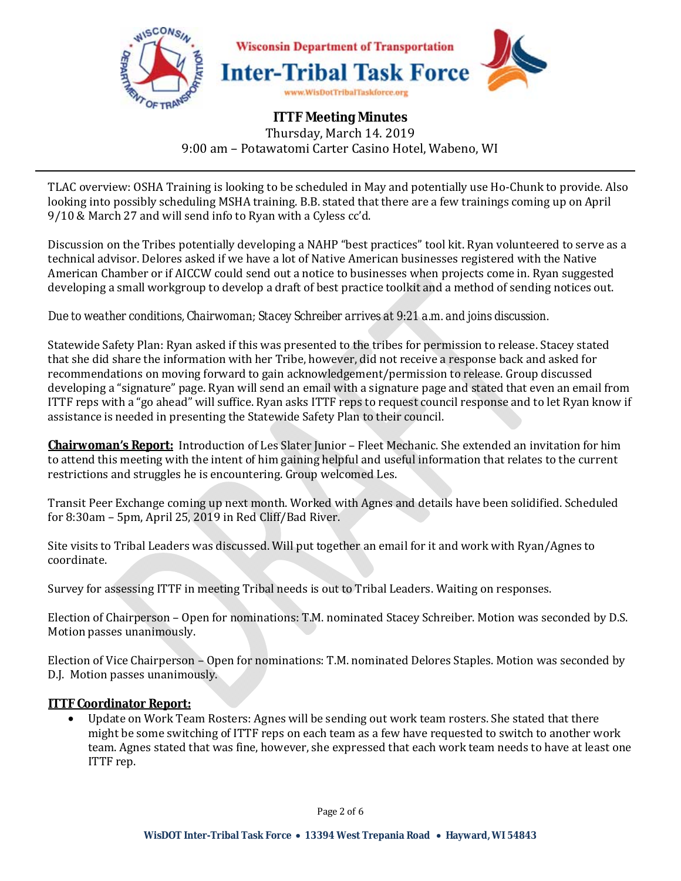TLAC overview: OSHA Training is looking to be scheduled in May and potentially use Ho-Chunk to provide. Also looking into possibly scheduling MSHA training. B.B. stated that there are a few trainings coming up on April 9/10 & March 27 and will send info to Ryan with a Cyless cc'd.

Discussion on the Tribes potentially developing a NAHP "best practices" tool kit. Ryan volunteered to serve as a technical advisor. Delores asked if we have a lot of Native American businesses registered with the Native American Chamber or if AICCW could send out a notice to businesses when projects come in. Ryan suggested developing a small workgroup to develop a draft of best practice toolkit and a method of sending notices out.

*Due to weather conditions, Chairwoman; Stacey Schreiber arrives at 9:21 a.m. and joins discussion.*

Statewide Safety Plan: Ryan asked if this was presented to the tribes for permission to release. Stacey stated that she did share the information with her Tribe, however, did not receive a response back and asked for recommendations on moving forward to gain acknowledgement/permission to release. Group discussed developing a "signature" page. Ryan will send an email with a signature page and stated that even an email from ITTF reps with a "go ahead" will suffice. Ryan asks ITTF reps to request council response and to let Ryan know if assistance is needed in presenting the Statewide Safety Plan to their council.

**Chairwoman's Report:** Introduction of Les Slater Junior – Fleet Mechanic. She extended an invitation for him to attend this meeting with the intent of him gaining helpful and useful information that relates to the current restrictions and struggles he is encountering. Group welcomed Les.

Transit Peer Exchange coming up next month. Worked with Agnes and details have been solidified. Scheduled for 8:30am – 5pm, April 25, 2019 in Red Cliff/Bad River.

Site visits to Tribal Leaders was discussed. Will put together an email for it and work with Ryan/Agnes to coordinate.

Survey for assessing ITTF in meeting Tribal needs is out to Tribal Leaders. Waiting on responses.

Election of Chairperson – Open for nominations: T.M. nominated Stacey Schreiber. Motion was seconded by D.S. Motion passes unanimously.

Election of Vice Chairperson – Open for nominations: T.M. nominated Delores Staples. Motion was seconded by D.J. Motion passes unanimously.

**ITTF Coordinator Report:**

- Update on Work Team Rosters: Agnes will be sending out work team rosters. She stated that there might be some switching of ITTF reps on each team as a few have requested to switch to another work team. Agnes stated that was fine, however, she expressed that each work team needs to have at least one ITTF rep.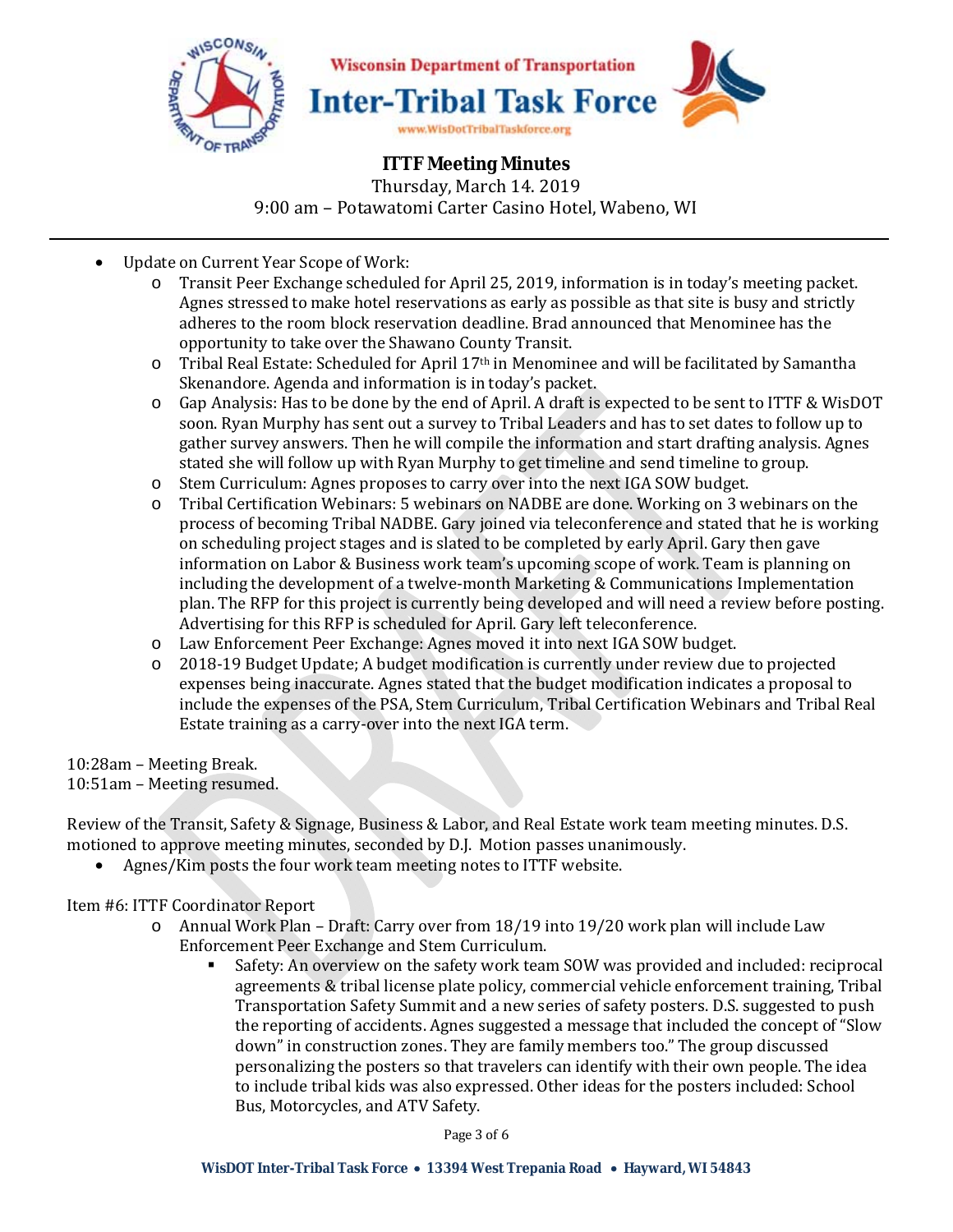# ITTF Meeting Minutes

Thursday, March 14. 2019

9:00 am – Potawatomi Carter Casino Hotel, Wabeno, WI

- Update on Current Year Scope of Work:
  - Transit Peer Exchange scheduled for April 25, 2019, information is in today's meeting packet. Agnes stressed to make hotel reservations as early as possible as that site is busy and strictly adheres to the room block reservation deadline. Brad announced that Menominee has the opportunity to take over the Shawano County Transit.
  - Tribal Real Estate: Scheduled for April 17th in Menominee and will be facilitated by Samantha Skenandore. Agenda and information is in today's packet.
  - Gap Analysis: Has to be done by the end of April. A draft is expected to be sent to ITTF & WisDOT soon. Ryan Murphy has sent out a survey to Tribal Leaders and has to set dates to follow up to gather survey answers. Then he will compile the information and start drafting analysis. Agnes stated she will follow up with Ryan Murphy to get timeline and send timeline to group.
  - Stem Curriculum: Agnes proposes to carry over into the next IGA SOW budget.
  - Tribal Certification Webinars: 5 webinars on NADBE are done. Working on 3 webinars on the process of becoming Tribal NADBE. Gary joined via teleconference and stated that he is working on scheduling project stages and is slated to be completed by early April. Gary then gave information on Labor & Business work team's upcoming scope of work. Team is planning on including the development of a twelve-month Marketing & Communications Implementation plan. The RFP for this project is currently being developed and will need a review before posting. Advertising for this RFP is scheduled for April. Gary left teleconference.
  - Law Enforcement Peer Exchange: Agnes moved it into next IGA SOW budget.
  - 2018-19 Budget Update; A budget modification is currently under review due to projected expenses being inaccurate. Agnes stated that the budget modification indicates a proposal to include the expenses of the PSA, Stem Curriculum, Tribal Certification Webinars and Tribal Real Estate training as a carry-over into the next IGA term.

10:28am – Meeting Break.
10:51am – Meeting resumed.

Review of the Transit, Safety & Signage, Business & Labor, and Real Estate work team meeting minutes. D.S. motioned to approve meeting minutes, seconded by D.J. Motion passes unanimously.

- Agnes/Kim posts the four work team meeting notes to ITTF website.

Item #6: ITTF Coordinator Report

- Annual Work Plan – Draft: Carry over from 18/19 into 19/20 work plan will include Law Enforcement Peer Exchange and Stem Curriculum.
  - Safety: An overview on the safety work team SOW was provided and included: reciprocal agreements & tribal license plate policy, commercial vehicle enforcement training, Tribal Transportation Safety Summit and a new series of safety posters. D.S. suggested to push the reporting of accidents. Agnes suggested a message that included the concept of "Slow down" in construction zones. They are family members too." The group discussed personalizing the posters so that travelers can identify with their own people. The idea to include tribal kids was also expressed. Other ideas for the posters included: School Bus, Motorcycles, and ATV Safety.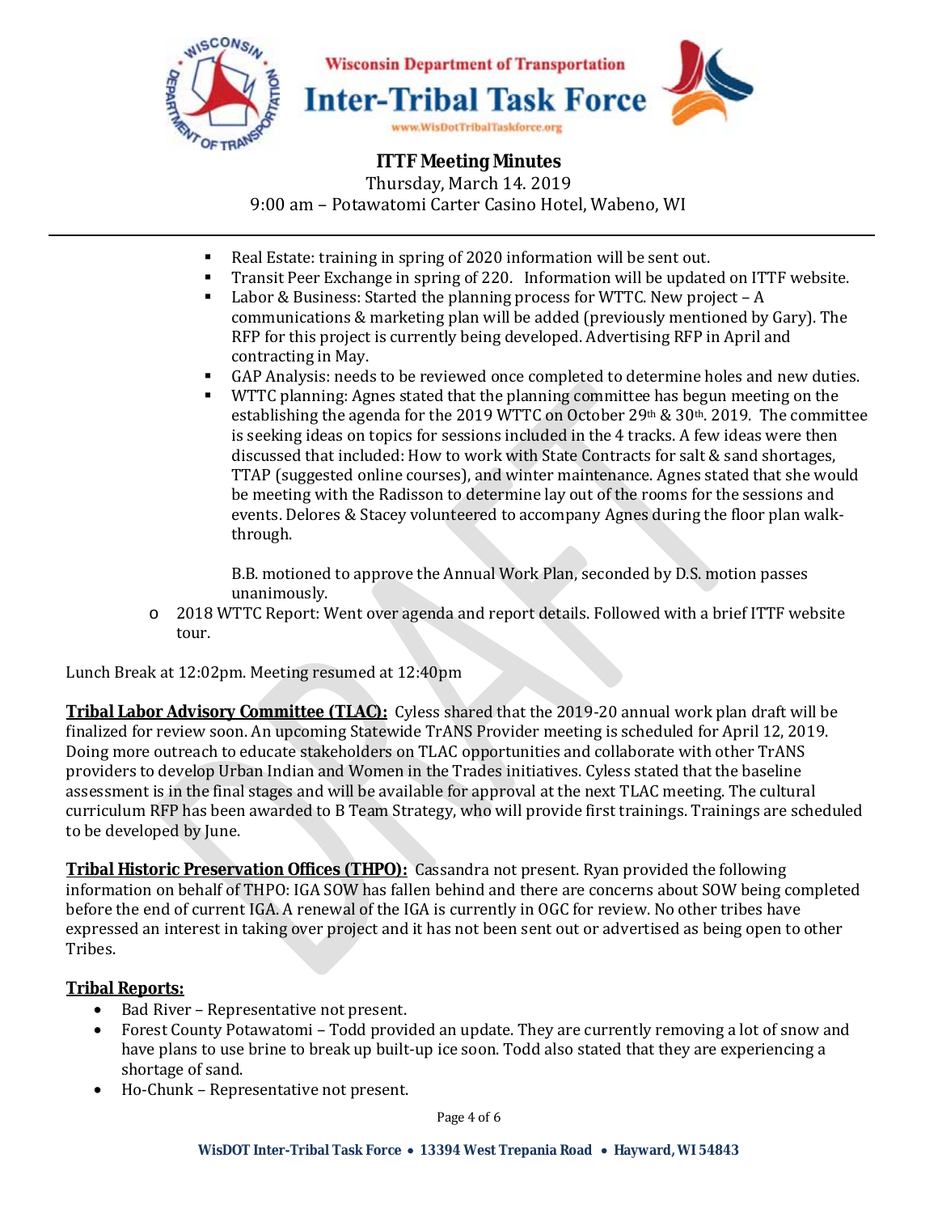- Real Estate: training in spring of 2020 information will be sent out.
- Transit Peer Exchange in spring of 220. Information will be updated on ITTF website.
- Labor & Business: Started the planning process for WTTC. New project – A communications & marketing plan will be added (previously mentioned by Gary). The RFP for this project is currently being developed. Advertising RFP in April and contracting in May.
- GAP Analysis: needs to be reviewed once completed to determine holes and new duties.
- WTTC planning: Agnes stated that the planning committee has begun meeting on the establishing the agenda for the 2019 WTTC on October 29th & 30th. 2019. The committee is seeking ideas on topics for sessions included in the 4 tracks. A few ideas were then discussed that included: How to work with State Contracts for salt & sand shortages, TTAP (suggested online courses), and winter maintenance. Agnes stated that she would be meeting with the Radisson to determine lay out of the rooms for the sessions and events. Delores & Stacey volunteered to accompany Agnes during the floor plan walk-through.

  B.B. motioned to approve the Annual Work Plan, seconded by D.S. motion passes unanimously.

- 2018 WTTC Report: Went over agenda and report details. Followed with a brief ITTF website tour.

Lunch Break at 12:02pm. Meeting resumed at 12:40pm

**Tribal Labor Advisory Committee (TLAC):** Cyless shared that the 2019-20 annual work plan draft will be finalized for review soon. An upcoming Statewide TrANS Provider meeting is scheduled for April 12, 2019. Doing more outreach to educate stakeholders on TLAC opportunities and collaborate with other TrANS providers to develop Urban Indian and Women in the Trades initiatives. Cyless stated that the baseline assessment is in the final stages and will be available for approval at the next TLAC meeting. The cultural curriculum RFP has been awarded to B Team Strategy, who will provide first trainings. Trainings are scheduled to be developed by June.

**Tribal Historic Preservation Offices (THPO):** Cassandra not present. Ryan provided the following information on behalf of THPO: IGA SOW has fallen behind and there are concerns about SOW being completed before the end of current IGA. A renewal of the IGA is currently in OGC for review. No other tribes have expressed an interest in taking over project and it has not been sent out or advertised as being open to other Tribes.

**Tribal Reports:**

- Bad River – Representative not present.
- Forest County Potawatomi – Todd provided an update. They are currently removing a lot of snow and have plans to use brine to break up built-up ice soon. Todd also stated that they are experiencing a shortage of sand.
- Ho-Chunk – Representative not present.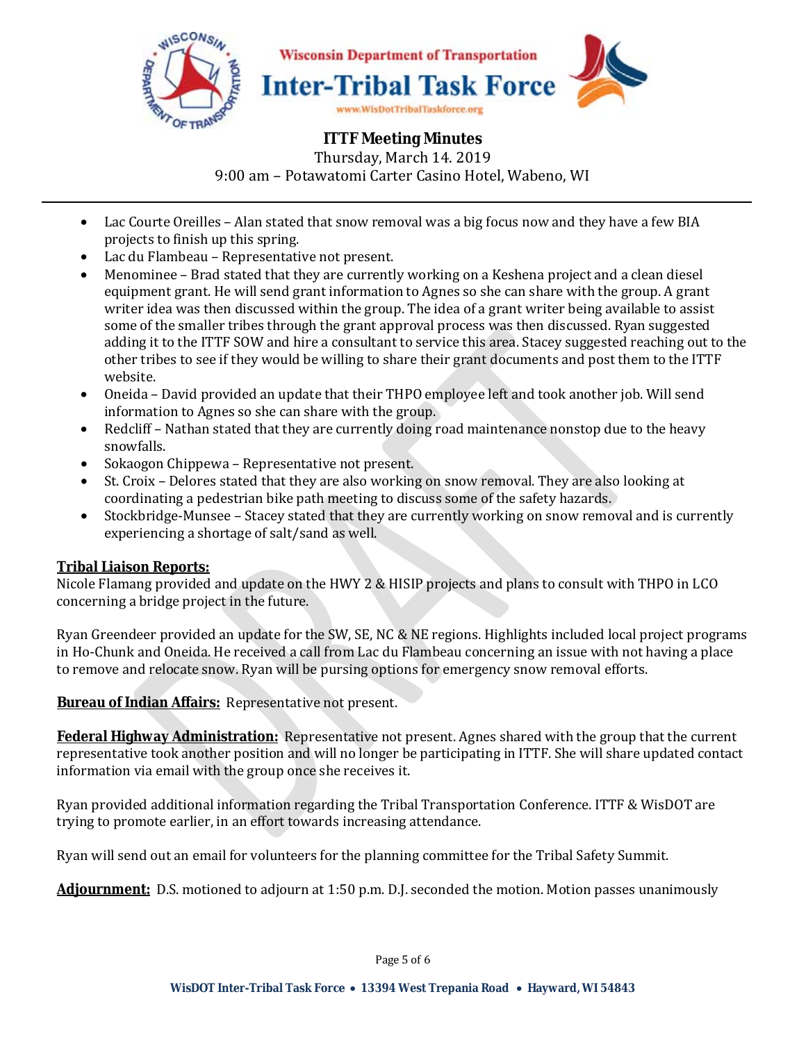- Lac Courte Oreilles – Alan stated that snow removal was a big focus now and they have a few BIA projects to finish up this spring.
- Lac du Flambeau – Representative not present.
- Menominee – Brad stated that they are currently working on a Keshena project and a clean diesel equipment grant. He will send grant information to Agnes so she can share with the group. A grant writer idea was then discussed within the group. The idea of a grant writer being available to assist some of the smaller tribes through the grant approval process was then discussed. Ryan suggested adding it to the ITTF SOW and hire a consultant to service this area. Stacey suggested reaching out to the other tribes to see if they would be willing to share their grant documents and post them to the ITTF website.
- Oneida – David provided an update that their THPO employee left and took another job. Will send information to Agnes so she can share with the group.
- Redcliff – Nathan stated that they are currently doing road maintenance nonstop due to the heavy snowfalls.
- Sokaogon Chippewa – Representative not present.
- St. Croix – Delores stated that they are also working on snow removal. They are also looking at coordinating a pedestrian bike path meeting to discuss some of the safety hazards.
- Stockbridge-Munsee – Stacey stated that they are currently working on snow removal and is currently experiencing a shortage of salt/sand as well.

**Tribal Liaison Reports:**

Nicole Flamang provided and update on the HWY 2 & HISIP projects and plans to consult with THPO in LCO concerning a bridge project in the future.

Ryan Greendeer provided an update for the SW, SE, NC & NE regions. Highlights included local project programs in Ho-Chunk and Oneida. He received a call from Lac du Flambeau concerning an issue with not having a place to remove and relocate snow. Ryan will be pursing options for emergency snow removal efforts.

**Bureau of Indian Affairs:** Representative not present.

**Federal Highway Administration:** Representative not present. Agnes shared with the group that the current representative took another position and will no longer be participating in ITTF. She will share updated contact information via email with the group once she receives it.

Ryan provided additional information regarding the Tribal Transportation Conference. ITTF & WisDOT are trying to promote earlier, in an effort towards increasing attendance.

Ryan will send out an email for volunteers for the planning committee for the Tribal Safety Summit.

**Adjournment:** D.S. motioned to adjourn at 1:50 p.m. D.J. seconded the motion. Motion passes unanimously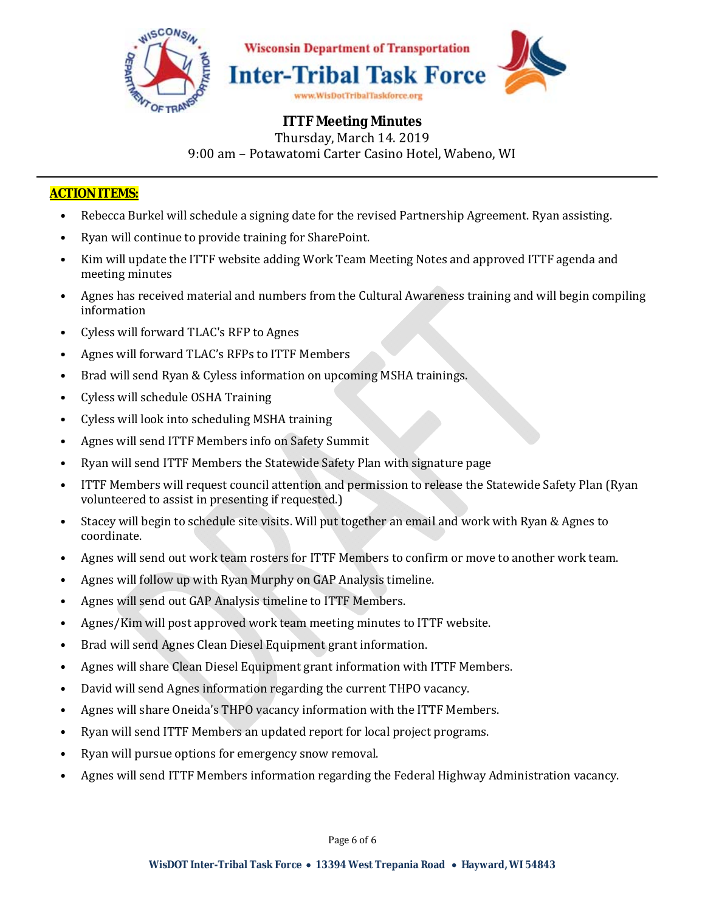**ITTF Meeting Minutes**

Thursday, March 14. 2019

9:00 am – Potawatomi Carter Casino Hotel, Wabeno, WI

---

**ACTION ITEMS:**

- Rebecca Burkel will schedule a signing date for the revised Partnership Agreement. Ryan assisting.
- Ryan will continue to provide training for SharePoint.
- Kim will update the ITTF website adding Work Team Meeting Notes and approved ITTF agenda and meeting minutes
- Agnes has received material and numbers from the Cultural Awareness training and will begin compiling information
- Cyless will forward TLAC's RFP to Agnes
- Agnes will forward TLAC's RFPs to ITTF Members
- Brad will send Ryan & Cyless information on upcoming MSHA trainings.
- Cyless will schedule OSHA Training
- Cyless will look into scheduling MSHA training
- Agnes will send ITTF Members info on Safety Summit
- Ryan will send ITTF Members the Statewide Safety Plan with signature page
- ITTF Members will request council attention and permission to release the Statewide Safety Plan (Ryan volunteered to assist in presenting if requested.)
- Stacey will begin to schedule site visits. Will put together an email and work with Ryan & Agnes to coordinate.
- Agnes will send out work team rosters for ITTF Members to confirm or move to another work team.
- Agnes will follow up with Ryan Murphy on GAP Analysis timeline.
- Agnes will send out GAP Analysis timeline to ITTF Members.
- Agnes/Kim will post approved work team meeting minutes to ITTF website.
- Brad will send Agnes Clean Diesel Equipment grant information.
- Agnes will share Clean Diesel Equipment grant information with ITTF Members.
- David will send Agnes information regarding the current THPO vacancy.
- Agnes will share Oneida's THPO vacancy information with the ITTF Members.
- Ryan will send ITTF Members an updated report for local project programs.
- Ryan will pursue options for emergency snow removal.
- Agnes will send ITTF Members information regarding the Federal Highway Administration vacancy.